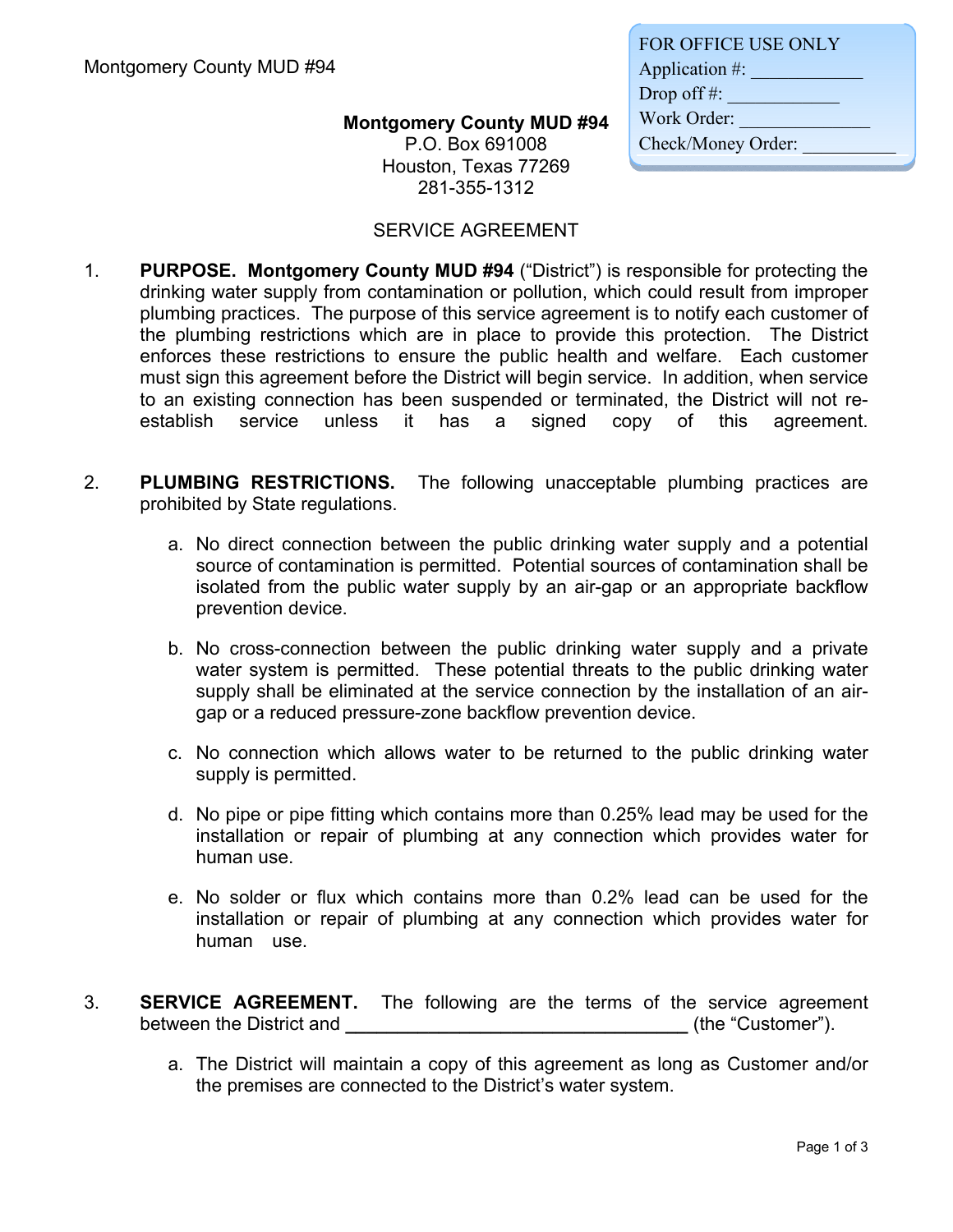Montgomery County MUD #94

FOR OFFICE USE ONLY
Application #: ____________
Drop off #: ____________
Work Order: ______________
Check/Money Order: __________

**Montgomery County MUD #94**
P.O. Box 691008
Houston, Texas 77269
281-355-1312

SERVICE AGREEMENT

1. **PURPOSE.** **Montgomery County MUD #94** ("District") is responsible for protecting the drinking water supply from contamination or pollution, which could result from improper plumbing practices. The purpose of this service agreement is to notify each customer of the plumbing restrictions which are in place to provide this protection. The District enforces these restrictions to ensure the public health and welfare. Each customer must sign this agreement before the District will begin service. In addition, when service to an existing connection has been suspended or terminated, the District will not re-establish service unless it has a signed copy of this agreement.

2. **PLUMBING RESTRICTIONS.** The following unacceptable plumbing practices are prohibited by State regulations.

   a. No direct connection between the public drinking water supply and a potential source of contamination is permitted. Potential sources of contamination shall be isolated from the public water supply by an air-gap or an appropriate backflow prevention device.

   b. No cross-connection between the public drinking water supply and a private water system is permitted. These potential threats to the public drinking water supply shall be eliminated at the service connection by the installation of an air-gap or a reduced pressure-zone backflow prevention device.

   c. No connection which allows water to be returned to the public drinking water supply is permitted.

   d. No pipe or pipe fitting which contains more than 0.25% lead may be used for the installation or repair of plumbing at any connection which provides water for human use.

   e. No solder or flux which contains more than 0.2% lead can be used for the installation or repair of plumbing at any connection which provides water for human use.

3. **SERVICE AGREEMENT.** The following are the terms of the service agreement between the District and **_________________________________** (the "Customer").

   a. The District will maintain a copy of this agreement as long as Customer and/or the premises are connected to the District's water system.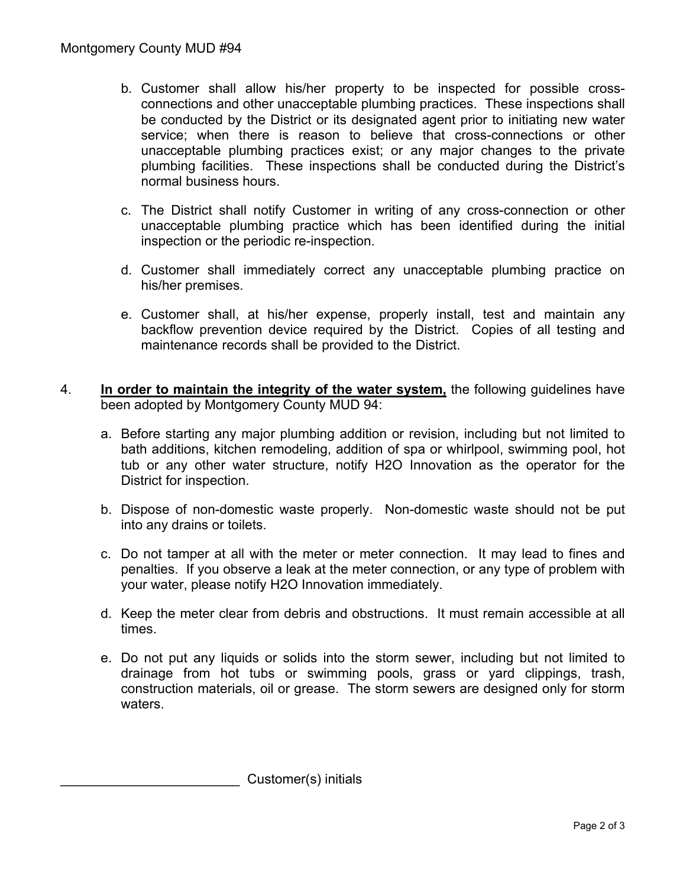b. Customer shall allow his/her property to be inspected for possible cross-connections and other unacceptable plumbing practices. These inspections shall be conducted by the District or its designated agent prior to initiating new water service; when there is reason to believe that cross-connections or other unacceptable plumbing practices exist; or any major changes to the private plumbing facilities. These inspections shall be conducted during the District's normal business hours.

c. The District shall notify Customer in writing of any cross-connection or other unacceptable plumbing practice which has been identified during the initial inspection or the periodic re-inspection.

d. Customer shall immediately correct any unacceptable plumbing practice on his/her premises.

e. Customer shall, at his/her expense, properly install, test and maintain any backflow prevention device required by the District. Copies of all testing and maintenance records shall be provided to the District.

4. **In order to maintain the integrity of the water system,** the following guidelines have been adopted by Montgomery County MUD 94:

   a. Before starting any major plumbing addition or revision, including but not limited to bath additions, kitchen remodeling, addition of spa or whirlpool, swimming pool, hot tub or any other water structure, notify H2O Innovation as the operator for the District for inspection.

   b. Dispose of non-domestic waste properly. Non-domestic waste should not be put into any drains or toilets.

   c. Do not tamper at all with the meter or meter connection. It may lead to fines and penalties. If you observe a leak at the meter connection, or any type of problem with your water, please notify H2O Innovation immediately.

   d. Keep the meter clear from debris and obstructions. It must remain accessible at all times.

   e. Do not put any liquids or solids into the storm sewer, including but not limited to drainage from hot tubs or swimming pools, grass or yard clippings, trash, construction materials, oil or grease. The storm sewers are designed only for storm waters.

________________________ Customer(s) initials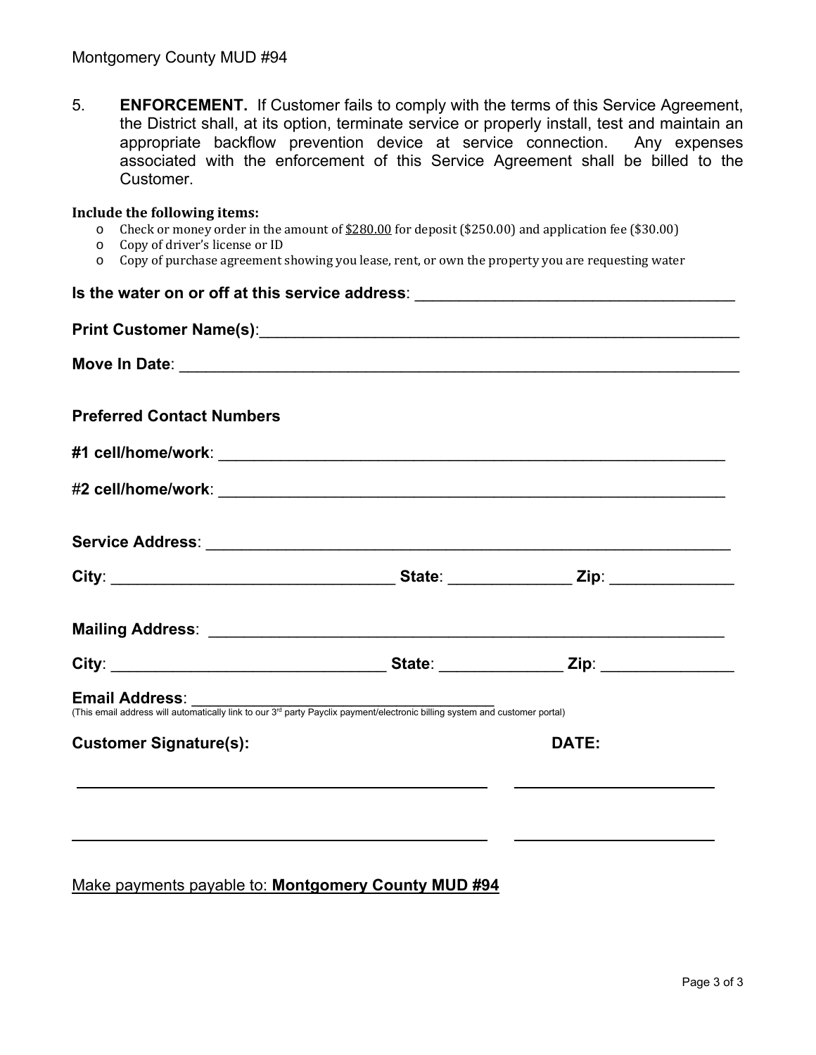5. **ENFORCEMENT.** If Customer fails to comply with the terms of this Service Agreement, the District shall, at its option, terminate service or properly install, test and maintain an appropriate backflow prevention device at service connection. Any expenses associated with the enforcement of this Service Agreement shall be billed to the Customer.

**Include the following items:**

- Check or money order in the amount of $280.00 for deposit ($250.00) and application fee ($30.00)
- Copy of driver's license or ID
- Copy of purchase agreement showing you lease, rent, or own the property you are requesting water

**Is the water on or off at this service address**: ______________________________________

**Print Customer Name(s)**:____________________________________________________________

**Move In Date**: ______________________________________________________________________

**Preferred Contact Numbers**

**#1 cell/home/work**: __________________________________________________________

#**2 cell/home/work**: __________________________________________________________

**Service Address**: ______________________________________________________________

**City**: _________________________________ **State**: ______________ **Zip**: ______________

**Mailing Address**: ______________________________________________________________

**City**: _______________________________ **State**: ______________ **Zip**: _______________

**Email Address**: ____________________________________________

(This email address will automatically link to our 3rd party Payclix payment/electronic billing system and customer portal)

**Customer Signature(s):** **DATE:**

________________________________________________ ________________________

________________________________________________ ________________________

Make payments payable to: **Montgomery County MUD #94**